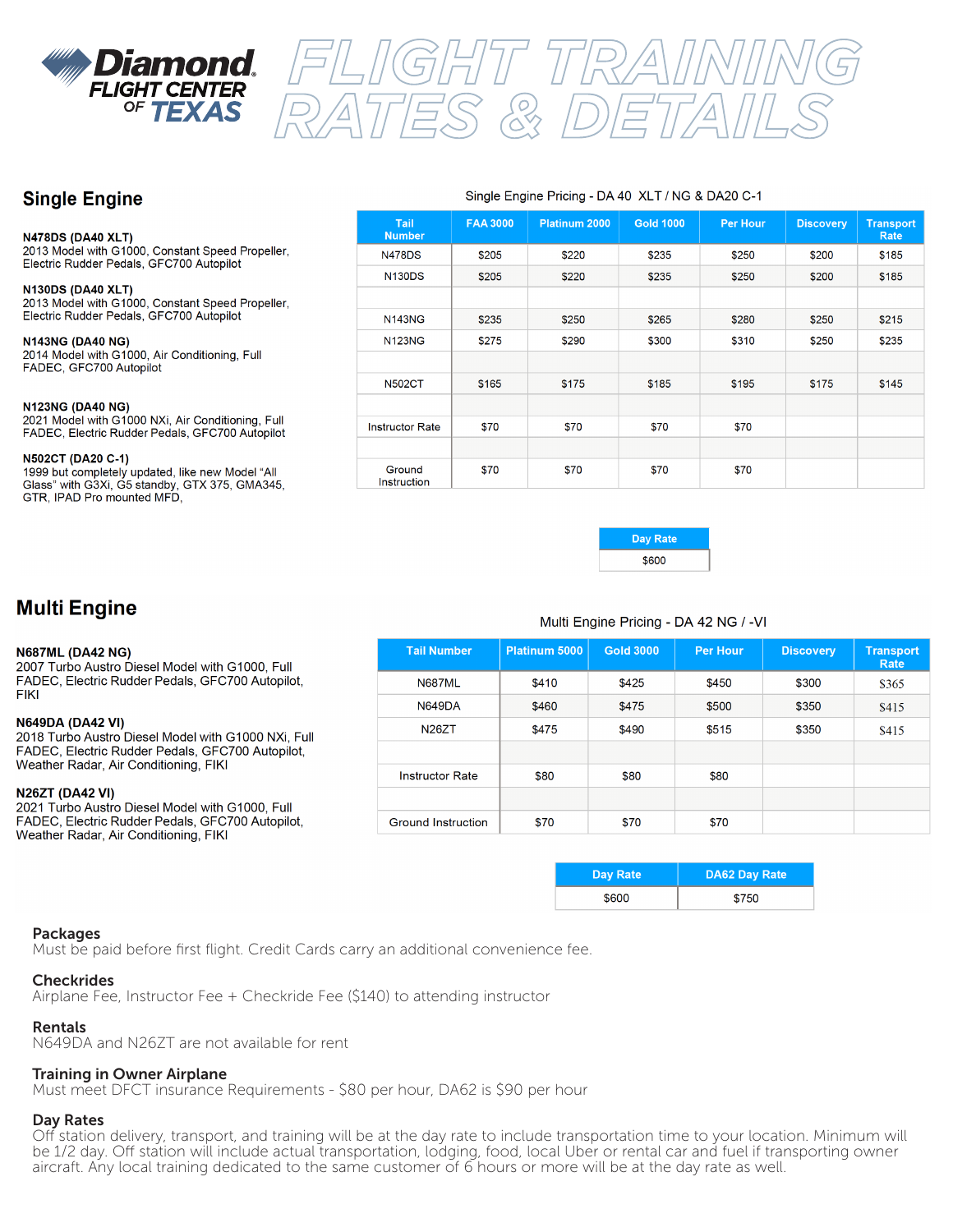# Diamond FLIGHT CENTER OF TEXAS

# FLIGHT TRAINING RATES & DETAILS

## Single Engine

**N478DS (DA40 XLT)**
2013 Model with G1000, Constant Speed Propeller, Electric Rudder Pedals, GFC700 Autopilot

**N130DS (DA40 XLT)**
2013 Model with G1000, Constant Speed Propeller, Electric Rudder Pedals, GFC700 Autopilot

**N143NG (DA40 NG)**
2014 Model with G1000, Air Conditioning, Full FADEC, GFC700 Autopilot

**N123NG (DA40 NG)**
2021 Model with G1000 NXi, Air Conditioning, Full FADEC, Electric Rudder Pedals, GFC700 Autopilot

**N502CT (DA20 C-1)**
1999 but completely updated, like new Model "All Glass" with G3Xi, G5 standby, GTX 375, GMA345, GTR, IPAD Pro mounted MFD,

Single Engine Pricing - DA 40 XLT / NG & DA20 C-1

| Tail Number | FAA 3000 | Platinum 2000 | Gold 1000 | Per Hour | Discovery | Transport Rate |
|---|---|---|---|---|---|---|
| N478DS | $205 | $220 | $235 | $250 | $200 | $185 |
| N130DS | $205 | $220 | $235 | $250 | $200 | $185 |
| | | | | | | |
| N143NG | $235 | $250 | $265 | $280 | $250 | $215 |
| N123NG | $275 | $290 | $300 | $310 | $250 | $235 |
| | | | | | | |
| N502CT | $165 | $175 | $185 | $195 | $175 | $145 |
| | | | | | | |
| Instructor Rate | $70 | $70 | $70 | $70 | | |
| | | | | | | |
| Ground Instruction | $70 | $70 | $70 | $70 | | |

| Day Rate |
|---|
| $600 |

## Multi Engine

**N687ML (DA42 NG)**
2007 Turbo Austro Diesel Model with G1000, Full FADEC, Electric Rudder Pedals, GFC700 Autopilot, FIKI

**N649DA (DA42 VI)**
2018 Turbo Austro Diesel Model with G1000 NXi, Full FADEC, Electric Rudder Pedals, GFC700 Autopilot, Weather Radar, Air Conditioning, FIKI

**N26ZT (DA42 VI)**
2021 Turbo Austro Diesel Model with G1000, Full FADEC, Electric Rudder Pedals, GFC700 Autopilot, Weather Radar, Air Conditioning, FIKI

Multi Engine Pricing - DA 42 NG / -VI

| Tail Number | Platinum 5000 | Gold 3000 | Per Hour | Discovery | Transport Rate |
|---|---|---|---|---|---|
| N687ML | $410 | $425 | $450 | $300 | $365 |
| N649DA | $460 | $475 | $500 | $350 | $415 |
| N26ZT | $475 | $490 | $515 | $350 | $415 |
| | | | | | |
| Instructor Rate | $80 | $80 | $80 | | |
| | | | | | |
| Ground Instruction | $70 | $70 | $70 | | |

| Day Rate | DA62 Day Rate |
|---|---|
| $600 | $750 |

### Packages
Must be paid before first flight. Credit Cards carry an additional convenience fee.

### Checkrides
Airplane Fee, Instructor Fee + Checkride Fee ($140) to attending instructor

### Rentals
N649DA and N26ZT are not available for rent

### Training in Owner Airplane
Must meet DFCT insurance Requirements - $80 per hour, DA62 is $90 per hour

### Day Rates
Off station delivery, transport, and training will be at the day rate to include transportation time to your location. Minimum will be 1/2 day. Off station will include actual transportation, lodging, food, local Uber or rental car and fuel if transporting owner aircraft. Any local training dedicated to the same customer of 6 hours or more will be at the day rate as well.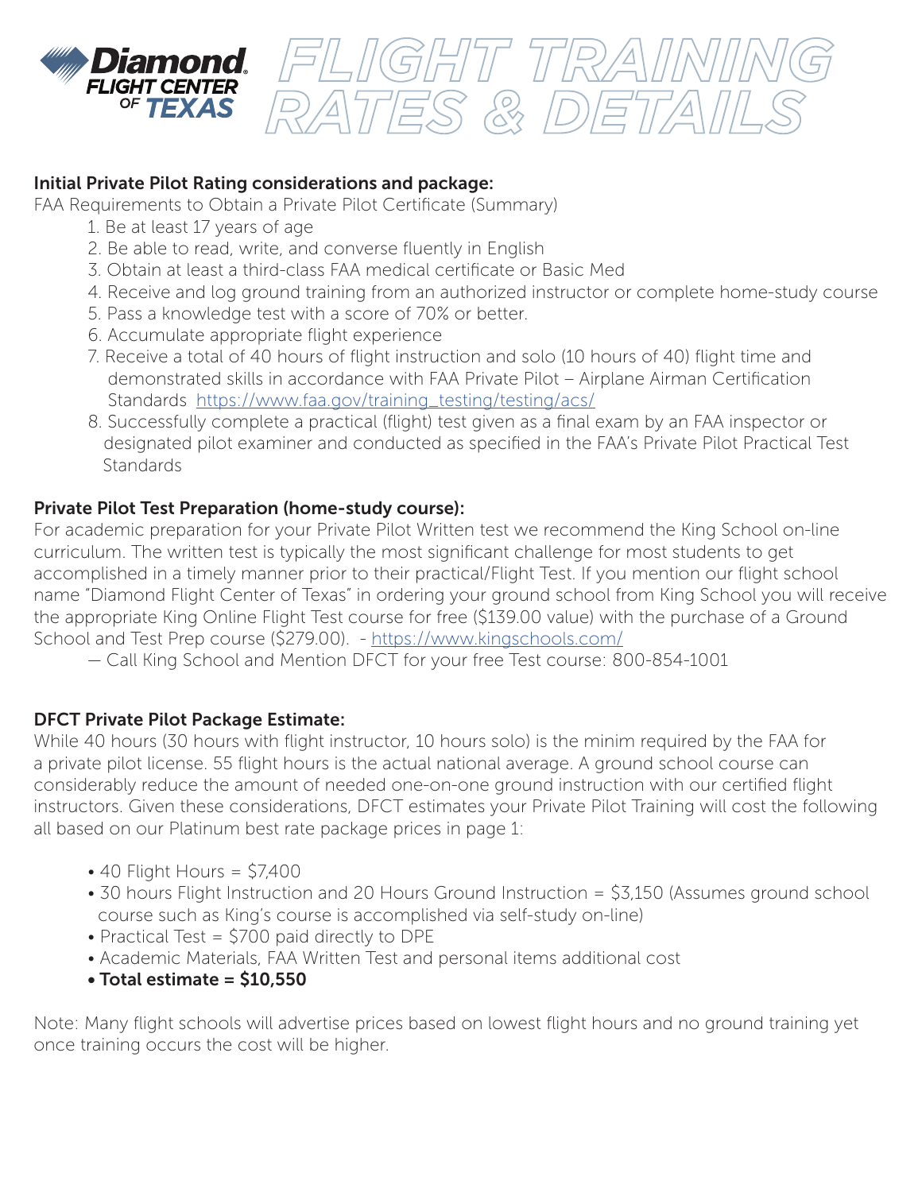# Diamond FLIGHT CENTER OF TEXAS — FLIGHT TRAINING RATES & DETAILS

**Initial Private Pilot Rating considerations and package:**

FAA Requirements to Obtain a Private Pilot Certificate (Summary)

1. Be at least 17 years of age
2. Be able to read, write, and converse fluently in English
3. Obtain at least a third-class FAA medical certificate or Basic Med
4. Receive and log ground training from an authorized instructor or complete home-study course
5. Pass a knowledge test with a score of 70% or better.
6. Accumulate appropriate flight experience
7. Receive a total of 40 hours of flight instruction and solo (10 hours of 40) flight time and demonstrated skills in accordance with FAA Private Pilot – Airplane Airman Certification Standards https://www.faa.gov/training_testing/testing/acs/
8. Successfully complete a practical (flight) test given as a final exam by an FAA inspector or designated pilot examiner and conducted as specified in the FAA's Private Pilot Practical Test Standards

**Private Pilot Test Preparation (home-study course):**

For academic preparation for your Private Pilot Written test we recommend the King School on-line curriculum. The written test is typically the most significant challenge for most students to get accomplished in a timely manner prior to their practical/Flight Test. If you mention our flight school name "Diamond Flight Center of Texas" in ordering your ground school from King School you will receive the appropriate King Online Flight Test course for free ($139.00 value) with the purchase of a Ground School and Test Prep course ($279.00). - https://www.kingschools.com/

— Call King School and Mention DFCT for your free Test course: 800-854-1001

**DFCT Private Pilot Package Estimate:**

While 40 hours (30 hours with flight instructor, 10 hours solo) is the minim required by the FAA for a private pilot license. 55 flight hours is the actual national average. A ground school course can considerably reduce the amount of needed one-on-one ground instruction with our certified flight instructors. Given these considerations, DFCT estimates your Private Pilot Training will cost the following all based on our Platinum best rate package prices in page 1:

- 40 Flight Hours = $7,400
- 30 hours Flight Instruction and 20 Hours Ground Instruction = $3,150 (Assumes ground school course such as King's course is accomplished via self-study on-line)
- Practical Test = $700 paid directly to DPE
- Academic Materials, FAA Written Test and personal items additional cost
- **Total estimate = $10,550**

Note: Many flight schools will advertise prices based on lowest flight hours and no ground training yet once training occurs the cost will be higher.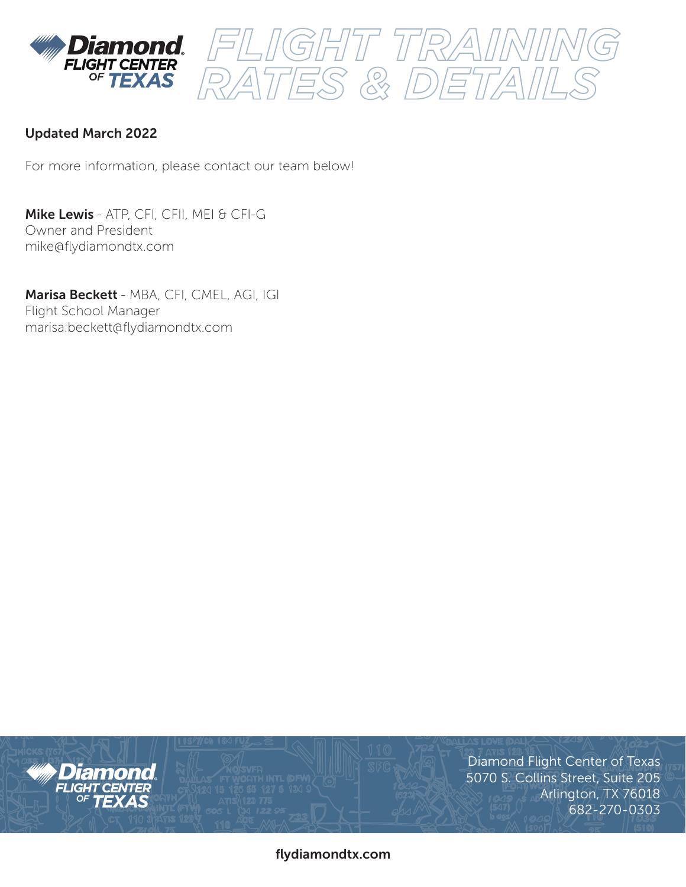# FLIGHT TRAINING RATES & DETAILS

Diamond FLIGHT CENTER OF TEXAS

**Updated March 2022**

For more information, please contact our team below!

**Mike Lewis** - ATP, CFI, CFII, MEI & CFI-G
Owner and President
mike@flydiamondtx.com

**Marisa Beckett** - MBA, CFI, CMEL, AGI, IGI
Flight School Manager
marisa.beckett@flydiamondtx.com

Diamond FLIGHT CENTER OF TEXAS

Diamond Flight Center of Texas
5070 S. Collins Street, Suite 205
Arlington, TX 76018
682-270-0303

flydiamondtx.com